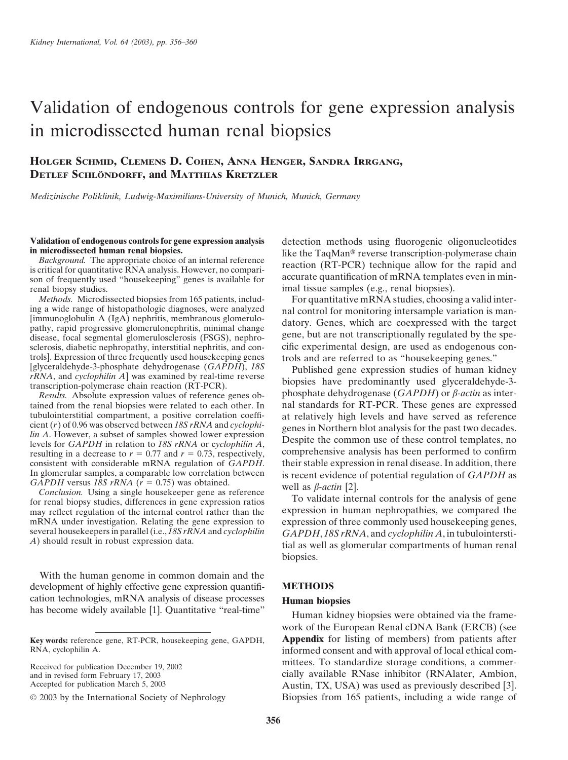# Validation of endogenous controls for gene expression analysis in microdissected human renal biopsies

**Holger Schmid, Clemens D. Cohen, Anna Henger, Sandra Irrgang, Detlef Schlöndorff, and Matthias Kretzler**

*Medizinische Poliklinik, Ludwig-Maximilians-University of Munich, Munich, Germany*

**Validation of endogenous controls for gene expression analysis in microdissected human renal biopsies.**

*Background.* The appropriate choice of an internal reference is critical for quantitative RNA analysis. However, no comparison of frequently used "housekeeping" genes is available for renal biopsy studies.

*Methods.* Microdissected biopsies from 165 patients, including a wide range of histopathologic diagnoses, were analyzed [immunoglobulin A (IgA) nephritis, membranous glomerulopathy, rapid progressive glomerulonephritis, minimal change disease, focal segmental glomerulosclerosis (FSGS), nephrosclerosis, diabetic nephropathy, interstitial nephritis, and controls]. Expression of three frequently used housekeeping genes [glyceraldehyde-3-phosphate dehydrogenase (*GAPDH*), *18S rRNA*, and *cyclophilin A*] was examined by real-time reverse transcription-polymerase chain reaction (RT-PCR).

*Results.* Absolute expression values of reference genes obtained from the renal biopsies were related to each other. In tubulointerstitial compartment, a positive correlation coefficient ($r$) of 0.96 was observed between *18S rRNA* and *cyclophilin A*. However, a subset of samples showed lower expression levels for *GAPDH* in relation to *18S rRNA* or *cyclophilin A*, resulting in a decrease to $r = 0.77$ and $r = 0.73$, respectively, consistent with considerable mRNA regulation of *GAPDH*. In glomerular samples, a comparable low correlation between *GAPDH* versus *18S rRNA* ($r = 0.75$) was obtained.

*Conclusion.* Using a single housekeeper gene as reference for renal biopsy studies, differences in gene expression ratios may reflect regulation of the internal control rather than the mRNA under investigation. Relating the gene expression to several housekeepers in parallel (i.e., *18S rRNA* and *cyclophilin A*) should result in robust expression data.

With the human genome in common domain and the development of highly effective gene expression quantification technologies, mRNA analysis of disease processes has become widely available [1]. Quantitative "real-time" detection methods using fluorogenic oligonucleotides like the TaqMan® reverse transcription-polymerase chain reaction (RT-PCR) technique allow for the rapid and accurate quantification of mRNA templates even in minimal tissue samples (e.g., renal biopsies).

For quantitative mRNA studies, choosing a valid internal control for monitoring intersample variation is mandatory. Genes, which are coexpressed with the target gene, but are not transcriptionally regulated by the specific experimental design, are used as endogenous controls and are referred to as "housekeeping genes."

Published gene expression studies of human kidney biopsies have predominantly used glyceraldehyde-3-phosphate dehydrogenase (*GAPDH*) or *β-actin* as internal standards for RT-PCR. These genes are expressed at relatively high levels and have served as reference genes in Northern blot analysis for the past two decades. Despite the common use of these control templates, no comprehensive analysis has been performed to confirm their stable expression in renal disease. In addition, there is recent evidence of potential regulation of *GAPDH* as well as *β-actin* [2].

To validate internal controls for the analysis of gene expression in human nephropathies, we compared the expression of three commonly used housekeeping genes, *GAPDH*, *18S rRNA*, and *cyclophilin A*, in tubulointerstitial as well as glomerular compartments of human renal biopsies.

## METHODS

### Human biopsies

Human kidney biopsies were obtained via the framework of the European Renal cDNA Bank (ERCB) (see **Appendix** for listing of members) from patients after informed consent and with approval of local ethical committees. To standardize storage conditions, a commercially available RNase inhibitor (RNAlater, Ambion, Austin, TX, USA) was used as previously described [3]. Biopsies from 165 patients, including a wide range of

---

**Key words:** reference gene, RT-PCR, housekeeping gene, GAPDH, RNA, cyclophilin A.

Received for publication December 19, 2002
and in revised form February 17, 2003
Accepted for publication March 5, 2003

© 2003 by the International Society of Nephrology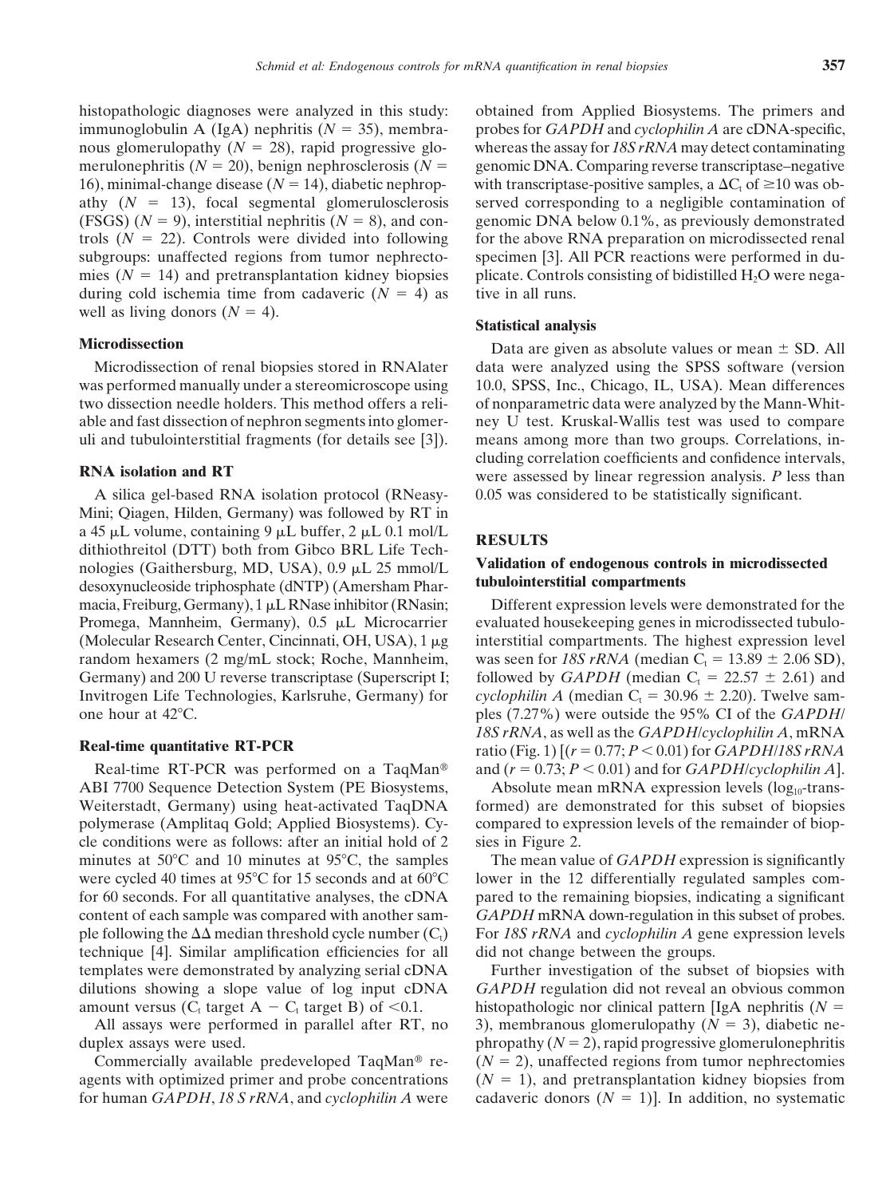histopathologic diagnoses were analyzed in this study: immunoglobulin A (IgA) nephritis ($N = 35$), membranous glomerulopathy ($N = 28$), rapid progressive glomerulonephritis ($N = 20$), benign nephrosclerosis ($N = 16$), minimal-change disease ($N = 14$), diabetic nephropathy ($N = 13$), focal segmental glomerulosclerosis (FSGS) ($N = 9$), interstitial nephritis ($N = 8$), and controls ($N = 22$). Controls were divided into following subgroups: unaffected regions from tumor nephrectomies ($N = 14$) and pretransplantation kidney biopsies during cold ischemia time from cadaveric ($N = 4$) as well as living donors ($N = 4$).

### Microdissection

Microdissection of renal biopsies stored in RNAlater was performed manually under a stereomicroscope using two dissection needle holders. This method offers a reliable and fast dissection of nephron segments into glomeruli and tubulointerstitial fragments (for details see [3]).

### RNA isolation and RT

A silica gel-based RNA isolation protocol (RNeasy-Mini; Qiagen, Hilden, Germany) was followed by RT in a 45 μL volume, containing 9 μL buffer, 2 μL 0.1 mol/L dithiothreitol (DTT) both from Gibco BRL Life Technologies (Gaithersburg, MD, USA), 0.9 μL 25 mmol/L desoxynucleoside triphosphate (dNTP) (Amersham Pharmacia, Freiburg, Germany), 1 μL RNase inhibitor (RNasin; Promega, Mannheim, Germany), 0.5 μL Microcarrier (Molecular Research Center, Cincinnati, OH, USA), 1 μg random hexamers (2 mg/mL stock; Roche, Mannheim, Germany) and 200 U reverse transcriptase (Superscript I; Invitrogen Life Technologies, Karlsruhe, Germany) for one hour at 42°C.

### Real-time quantitative RT-PCR

Real-time RT-PCR was performed on a TaqMan® ABI 7700 Sequence Detection System (PE Biosystems, Weiterstadt, Germany) using heat-activated TaqDNA polymerase (Amplitaq Gold; Applied Biosystems). Cycle conditions were as follows: after an initial hold of 2 minutes at 50°C and 10 minutes at 95°C, the samples were cycled 40 times at 95°C for 15 seconds and at 60°C for 60 seconds. For all quantitative analyses, the cDNA content of each sample was compared with another sample following the ΔΔ median threshold cycle number ($C_t$) technique [4]. Similar amplification efficiencies for all templates were demonstrated by analyzing serial cDNA dilutions showing a slope value of log input cDNA amount versus ($C_t$ target A − $C_t$ target B) of <0.1.

All assays were performed in parallel after RT, no duplex assays were used.

Commercially available predeveloped TaqMan® reagents with optimized primer and probe concentrations for human *GAPDH*, *18 S rRNA*, and *cyclophilin A* were obtained from Applied Biosystems. The primers and probes for *GAPDH* and *cyclophilin A* are cDNA-specific, whereas the assay for *18S rRNA* may detect contaminating genomic DNA. Comparing reverse transcriptase–negative with transcriptase-positive samples, a $\Delta C_t$ of ≥10 was observed corresponding to a negligible contamination of genomic DNA below 0.1%, as previously demonstrated for the above RNA preparation on microdissected renal specimen [3]. All PCR reactions were performed in duplicate. Controls consisting of bidistilled $H_2O$ were negative in all runs.

### Statistical analysis

Data are given as absolute values or mean ± SD. All data were analyzed using the SPSS software (version 10.0, SPSS, Inc., Chicago, IL, USA). Mean differences of nonparametric data were analyzed by the Mann-Whitney U test. Kruskal-Wallis test was used to compare means among more than two groups. Correlations, including correlation coefficients and confidence intervals, were assessed by linear regression analysis. $P$ less than 0.05 was considered to be statistically significant.

## RESULTS

### Validation of endogenous controls in microdissected tubulointerstitial compartments

Different expression levels were demonstrated for the evaluated housekeeping genes in microdissected tubulointerstitial compartments. The highest expression level was seen for *18S rRNA* (median $C_t = 13.89 \pm 2.06$ SD), followed by *GAPDH* (median $C_t = 22.57 \pm 2.61$) and *cyclophilin A* (median $C_t = 30.96 \pm 2.20$). Twelve samples (7.27%) were outside the 95% CI of the *GAPDH*/*18S rRNA*, as well as the *GAPDH*/*cyclophilin A*, mRNA ratio (Fig. 1) [($r = 0.77$; $P < 0.01$) for *GAPDH*/*18S rRNA* and ($r = 0.73$; $P < 0.01$) and for *GAPDH*/*cyclophilin A*].

Absolute mean mRNA expression levels ($log_{10}$-transformed) are demonstrated for this subset of biopsies compared to expression levels of the remainder of biopsies in Figure 2.

The mean value of *GAPDH* expression is significantly lower in the 12 differentially regulated samples compared to the remaining biopsies, indicating a significant *GAPDH* mRNA down-regulation in this subset of probes. For *18S rRNA* and *cyclophilin A* gene expression levels did not change between the groups.

Further investigation of the subset of biopsies with *GAPDH* regulation did not reveal an obvious common histopathologic nor clinical pattern [IgA nephritis ($N = 3$), membranous glomerulopathy ($N = 3$), diabetic nephropathy ($N = 2$), rapid progressive glomerulonephritis ($N = 2$), unaffected regions from tumor nephrectomies ($N = 1$), and pretransplantation kidney biopsies from cadaveric donors ($N = 1$)]. In addition, no systematic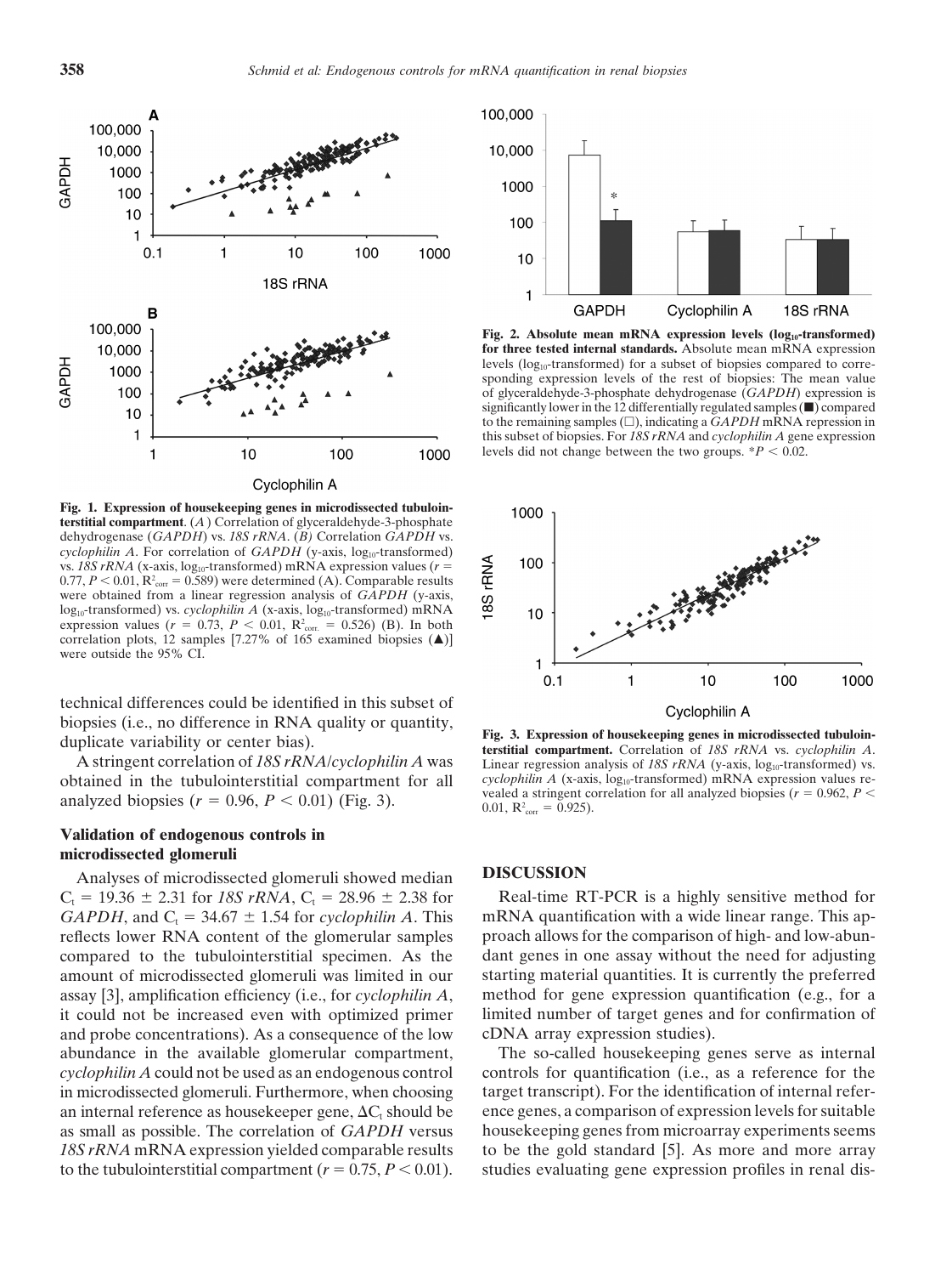Fig. 1. Expression of housekeeping genes in microdissected tubulointerstitial compartment. (*A*) Correlation of glyceraldehyde-3-phosphate dehydrogenase (*GAPDH*) vs. *18S rRNA*. (*B*) Correlation *GAPDH* vs. *cyclophilin A*. For correlation of *GAPDH* (y-axis, $\log_{10}$-transformed) vs. *18S rRNA* (x-axis, $\log_{10}$-transformed) mRNA expression values ($r = 0.77$, $P < 0.01$, $R^2_{corr} = 0.589$) were determined (A). Comparable results were obtained from a linear regression analysis of *GAPDH* (y-axis, $\log_{10}$-transformed) vs. *cyclophilin A* (x-axis, $\log_{10}$-transformed) mRNA expression values ($r = 0.73$, $P < 0.01$, $R^2_{corr.} = 0.526$) (B). In both correlation plots, 12 samples [7.27% of 165 examined biopsies (▲)] were outside the 95% CI.

Fig. 2. Absolute mean mRNA expression levels ($\log_{10}$-transformed) for three tested internal standards. Absolute mean mRNA expression levels ($\log_{10}$-transformed) for a subset of biopsies compared to corresponding expression levels of the rest of biopsies: The mean value of glyceraldehyde-3-phosphate dehydrogenase (*GAPDH*) expression is significantly lower in the 12 differentially regulated samples (■) compared to the remaining samples (□), indicating a *GAPDH* mRNA repression in this subset of biopsies. For *18S rRNA* and *cyclophilin A* gene expression levels did not change between the two groups. *$P < 0.02$.

technical differences could be identified in this subset of biopsies (i.e., no difference in RNA quality or quantity, duplicate variability or center bias).

A stringent correlation of *18S rRNA*/*cyclophilin A* was obtained in the tubulointerstitial compartment for all analyzed biopsies ($r = 0.96$, $P < 0.01$) (Fig. 3).

Fig. 3. Expression of housekeeping genes in microdissected tubulointerstitial compartment. Correlation of *18S rRNA* vs. *cyclophilin A*. Linear regression analysis of *18S rRNA* (y-axis, $\log_{10}$-transformed) vs. *cyclophilin A* (x-axis, $\log_{10}$-transformed) mRNA expression values revealed a stringent correlation for all analyzed biopsies ($r = 0.962$, $P < 0.01$, $R^2_{corr} = 0.925$).

### Validation of endogenous controls in microdissected glomeruli

Analyses of microdissected glomeruli showed median $C_t = 19.36 \pm 2.31$ for *18S rRNA*, $C_t = 28.96 \pm 2.38$ for *GAPDH*, and $C_t = 34.67 \pm 1.54$ for *cyclophilin A*. This reflects lower RNA content of the glomerular samples compared to the tubulointerstitial specimen. As the amount of microdissected glomeruli was limited in our assay [3], amplification efficiency (i.e., for *cyclophilin A*, it could not be increased even with optimized primer and probe concentrations). As a consequence of the low abundance in the available glomerular compartment, *cyclophilin A* could not be used as an endogenous control in microdissected glomeruli. Furthermore, when choosing an internal reference as housekeeper gene, $\Delta C_t$ should be as small as possible. The correlation of *GAPDH* versus *18S rRNA* mRNA expression yielded comparable results to the tubulointerstitial compartment ($r = 0.75$, $P < 0.01$).

## DISCUSSION

Real-time RT-PCR is a highly sensitive method for mRNA quantification with a wide linear range. This approach allows for the comparison of high- and low-abundant genes in one assay without the need for adjusting starting material quantities. It is currently the preferred method for gene expression quantification (e.g., for a limited number of target genes and for confirmation of cDNA array expression studies).

The so-called housekeeping genes serve as internal controls for quantification (i.e., as a reference for the target transcript). For the identification of internal reference genes, a comparison of expression levels for suitable housekeeping genes from microarray experiments seems to be the gold standard [5]. As more and more array studies evaluating gene expression profiles in renal dis-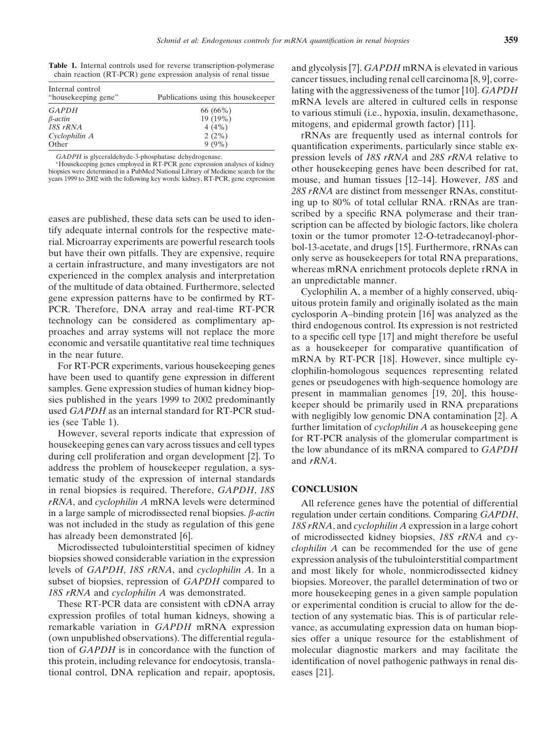**Table 1.** Internal controls used for reverse transcription-polymerase chain reaction (RT-PCR) gene expression analysis of renal tissue

| Internal control "housekeeping gene"[a] | Publications using this housekeeper |
|---|---|
| *GAPDH* | 66 (66%) |
| *β-actin* | 19 (19%) |
| *18S rRNA* | 4 (4%) |
| *Cyclophilin A* | 2 (2%) |
| Other | 9 (9%) |

*GADPH* is glyceraldehyde-3-phosphatase dehydrogenase.
[a] Housekeeping genes employed in RT-PCR gene expression analyses of kidney biopsies were determined in a PubMed National Library of Medicine search for the years 1999 to 2002 with the following key words: kidney, RT-PCR, gene expression

eases are published, these data sets can be used to identify adequate internal controls for the respective material. Microarray experiments are powerful research tools but have their own pitfalls. They are expensive, require a certain infrastructure, and many investigators are not experienced in the complex analysis and interpretation of the multitude of data obtained. Furthermore, selected gene expression patterns have to be confirmed by RT-PCR. Therefore, DNA array and real-time RT-PCR technology can be considered as complimentary approaches and array systems will not replace the more economic and versatile quantitative real time techniques in the near future.

For RT-PCR experiments, various housekeeping genes have been used to quantify gene expression in different samples. Gene expression studies of human kidney biopsies published in the years 1999 to 2002 predominantly used *GAPDH* as an internal standard for RT-PCR studies (see Table 1).

However, several reports indicate that expression of housekeeping genes can vary across tissues and cell types during cell proliferation and organ development [2]. To address the problem of housekeeper regulation, a systematic study of the expression of internal standards in renal biopsies is required. Therefore, *GAPDH*, *18S rRNA*, and *cyclophilin A* mRNA levels were determined in a large sample of microdissected renal biopsies. *β-actin* was not included in the study as regulation of this gene has already been demonstrated [6].

Microdissected tubulointerstitial specimen of kidney biopsies showed considerable variation in the expression levels of *GAPDH*, *18S rRNA*, and *cyclophilin A*. In a subset of biopsies, repression of *GAPDH* compared to *18S rRNA* and *cyclophilin A* was demonstrated.

These RT-PCR data are consistent with cDNA array expression profiles of total human kidneys, showing a remarkable variation in *GAPDH* mRNA expression (own unpublished observations). The differential regulation of *GAPDH* is in concordance with the function of this protein, including relevance for endocytosis, translational control, DNA replication and repair, apoptosis, and glycolysis [7]. *GAPDH* mRNA is elevated in various cancer tissues, including renal cell carcinoma [8, 9], correlating with the aggressiveness of the tumor [10]. *GAPDH* mRNA levels are altered in cultured cells in response to various stimuli (i.e., hypoxia, insulin, dexamethasone, mitogens, and epidermal growth factor) [11].

rRNAs are frequently used as internal controls for quantification experiments, particularly since stable expression levels of *18S rRNA* and *28S rRNA* relative to other housekeeping genes have been described for rat, mouse, and human tissues [12–14]. However, *18S* and *28S rRNA* are distinct from messenger RNAs, constituting up to 80% of total cellular RNA. rRNAs are transcribed by a specific RNA polymerase and their transcription can be affected by biologic factors, like cholera toxin or the tumor promoter 12-O-tetradecanoyl-phorbol-13-acetate, and drugs [15]. Furthermore, rRNAs can only serve as housekeepers for total RNA preparations, whereas mRNA enrichment protocols deplete rRNA in an unpredictable manner.

Cyclophilin A, a member of a highly conserved, ubiquitous protein family and originally isolated as the main cyclosporin A–binding protein [16] was analyzed as the third endogenous control. Its expression is not restricted to a specific cell type [17] and might therefore be useful as a housekeeper for comparative quantification of mRNA by RT-PCR [18]. However, since multiple cyclophilin-homologous sequences representing related genes or pseudogenes with high-sequence homology are present in mammalian genomes [19, 20], this housekeeper should be primarily used in RNA preparations with negligibly low genomic DNA contamination [2]. A further limitation of *cyclophilin A* as housekeeping gene for RT-PCR analysis of the glomerular compartment is the low abundance of its mRNA compared to *GAPDH* and *rRNA*.

## CONCLUSION

All reference genes have the potential of differential regulation under certain conditions. Comparing *GAPDH*, *18S rRNA*, and *cyclophilin A* expression in a large cohort of microdissected kidney biopsies, *18S rRNA* and *cyclophilin A* can be recommended for the use of gene expression analysis of the tubulointerstitial compartment and most likely for whole, nonmicrodissected kidney biopsies. Moreover, the parallel determination of two or more housekeeping genes in a given sample population or experimental condition is crucial to allow for the detection of any systematic bias. This is of particular relevance, as accumulating expression data on human biopsies offer a unique resource for the establishment of molecular diagnostic markers and may facilitate the identification of novel pathogenic pathways in renal diseases [21].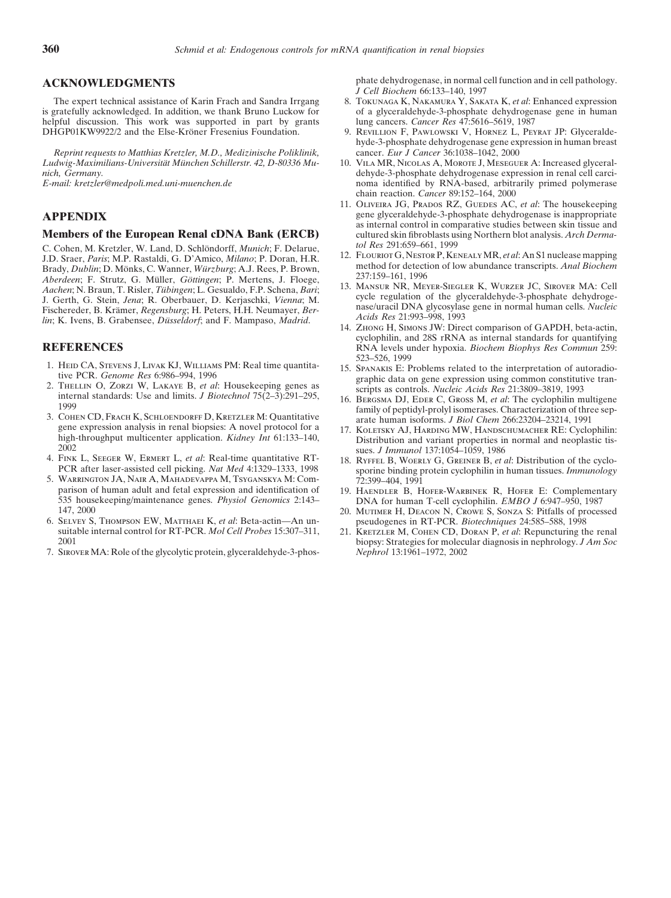## ACKNOWLEDGMENTS

The expert technical assistance of Karin Frach and Sandra Irrgang is gratefully acknowledged. In addition, we thank Bruno Luckow for helpful discussion. This work was supported in part by grants DHGP01KW9922/2 and the Else-Kröner Fresenius Foundation.

*Reprint requests to Matthias Kretzler, M.D., Medizinische Poliklinik, Ludwig-Maximilians-Universität München Schillerstr. 42, D-80336 Munich, Germany.*
*E-mail: kretzler@medpoli.med.uni-muenchen.de*

## APPENDIX

### Members of the European Renal cDNA Bank (ERCB)

C. Cohen, M. Kretzler, W. Land, D. Schlöndorff, *Munich*; F. Delarue, J.D. Sraer, *Paris*; M.P. Rastaldi, G. D'Amico, *Milano*; P. Doran, H.R. Brady, *Dublin*; D. Mönks, C. Wanner, *Würzburg*; A.J. Rees, P. Brown, *Aberdeen*; F. Strutz, G. Müller, *Göttingen*; P. Mertens, J. Floege, *Aachen*; N. Braun, T. Risler, *Tübingen*; L. Gesualdo, F.P. Schena, *Bari*; J. Gerth, G. Stein, *Jena*; R. Oberbauer, D. Kerjaschki, *Vienna*; M. Fischereder, B. Krämer, *Regensburg*; H. Peters, H.H. Neumayer, *Berlin*; K. Ivens, B. Grabensee, *Düsseldorf*; and F. Mampaso, *Madrid*.

## REFERENCES

1. Heid CA, Stevens J, Livak KJ, Williams PM: Real time quantitative PCR. *Genome Res* 6:986–994, 1996
2. Thellin O, Zorzi W, Lakaye B, *et al*: Housekeeping genes as internal standards: Use and limits. *J Biotechnol* 75(2–3):291–295, 1999
3. Cohen CD, Frach K, Schloendorff D, Kretzler M: Quantitative gene expression analysis in renal biopsies: A novel protocol for a high-throughput multicenter application. *Kidney Int* 61:133–140, 2002
4. Fink L, Seeger W, Ermert L, *et al*: Real-time quantitative RT-PCR after laser-assisted cell picking. *Nat Med* 4:1329–1333, 1998
5. Warrington JA, Nair A, Mahadevappa M, Tsyganskya M: Comparison of human adult and fetal expression and identification of 535 housekeeping/maintenance genes. *Physiol Genomics* 2:143–147, 2000
6. Selvey S, Thompson EW, Matthaei K, *et al*: Beta-actin—An unsuitable internal control for RT-PCR. *Mol Cell Probes* 15:307–311, 2001
7. Sirover MA: Role of the glycolytic protein, glyceraldehyde-3-phosphate dehydrogenase, in normal cell function and in cell pathology. *J Cell Biochem* 66:133–140, 1997
8. Tokunaga K, Nakamura Y, Sakata K, *et al*: Enhanced expression of a glyceraldehyde-3-phosphate dehydrogenase gene in human lung cancers. *Cancer Res* 47:5616–5619, 1987
9. Revillion F, Pawlowski V, Hornez L, Peyrat JP: Glyceraldehyde-3-phosphate dehydrogenase gene expression in human breast cancer. *Eur J Cancer* 36:1038–1042, 2000
10. Vila MR, Nicolas A, Morote J, Meseguer A: Increased glyceraldehyde-3-phosphate dehydrogenase expression in renal cell carcinoma identified by RNA-based, arbitrarily primed polymerase chain reaction. *Cancer* 89:152–164, 2000
11. Oliveira JG, Prados RZ, Guedes AC, *et al*: The housekeeping gene glyceraldehyde-3-phosphate dehydrogenase is inappropriate as internal control in comparative studies between skin tissue and cultured skin fibroblasts using Northern blot analysis. *Arch Dermatol Res* 291:659–661, 1999
12. Flouriot G, Nestor P, Kenealy MR, *et al*: An S1 nuclease mapping method for detection of low abundance transcripts. *Anal Biochem* 237:159–161, 1996
13. Mansur NR, Meyer-Siegler K, Wurzer JC, Sirover MA: Cell cycle regulation of the glyceraldehyde-3-phosphate dehydrogenase/uracil DNA glycosylase gene in normal human cells. *Nucleic Acids Res* 21:993–998, 1993
14. Zhong H, Simons JW: Direct comparison of GAPDH, beta-actin, cyclophilin, and 28S rRNA as internal standards for quantifying RNA levels under hypoxia. *Biochem Biophys Res Commun* 259:523–526, 1999
15. Spanakis E: Problems related to the interpretation of autoradiographic data on gene expression using common constitutive transcripts as controls. *Nucleic Acids Res* 21:3809–3819, 1993
16. Bergsma DJ, Eder C, Gross M, *et al*: The cyclophilin multigene family of peptidyl-prolyl isomerases. Characterization of three separate human isoforms. *J Biol Chem* 266:23204–23214, 1991
17. Koletsky AJ, Harding MW, Handschumacher RE: Cyclophilin: Distribution and variant properties in normal and neoplastic tissues. *J Immunol* 137:1054–1059, 1986
18. Ryffel B, Woerly G, Greiner B, *et al*: Distribution of the cyclosporine binding protein cyclophilin in human tissues. *Immunology* 72:399–404, 1991
19. Haendler B, Hofer-Warbinek R, Hofer E: Complementary DNA for human T-cell cyclophilin. *EMBO J* 6:947–950, 1987
20. Mutimer H, Deacon N, Crowe S, Sonza S: Pitfalls of processed pseudogenes in RT-PCR. *Biotechniques* 24:585–588, 1998
21. Kretzler M, Cohen CD, Doran P, *et al*: Repuncturing the renal biopsy: Strategies for molecular diagnosis in nephrology. *J Am Soc Nephrol* 13:1961–1972, 2002